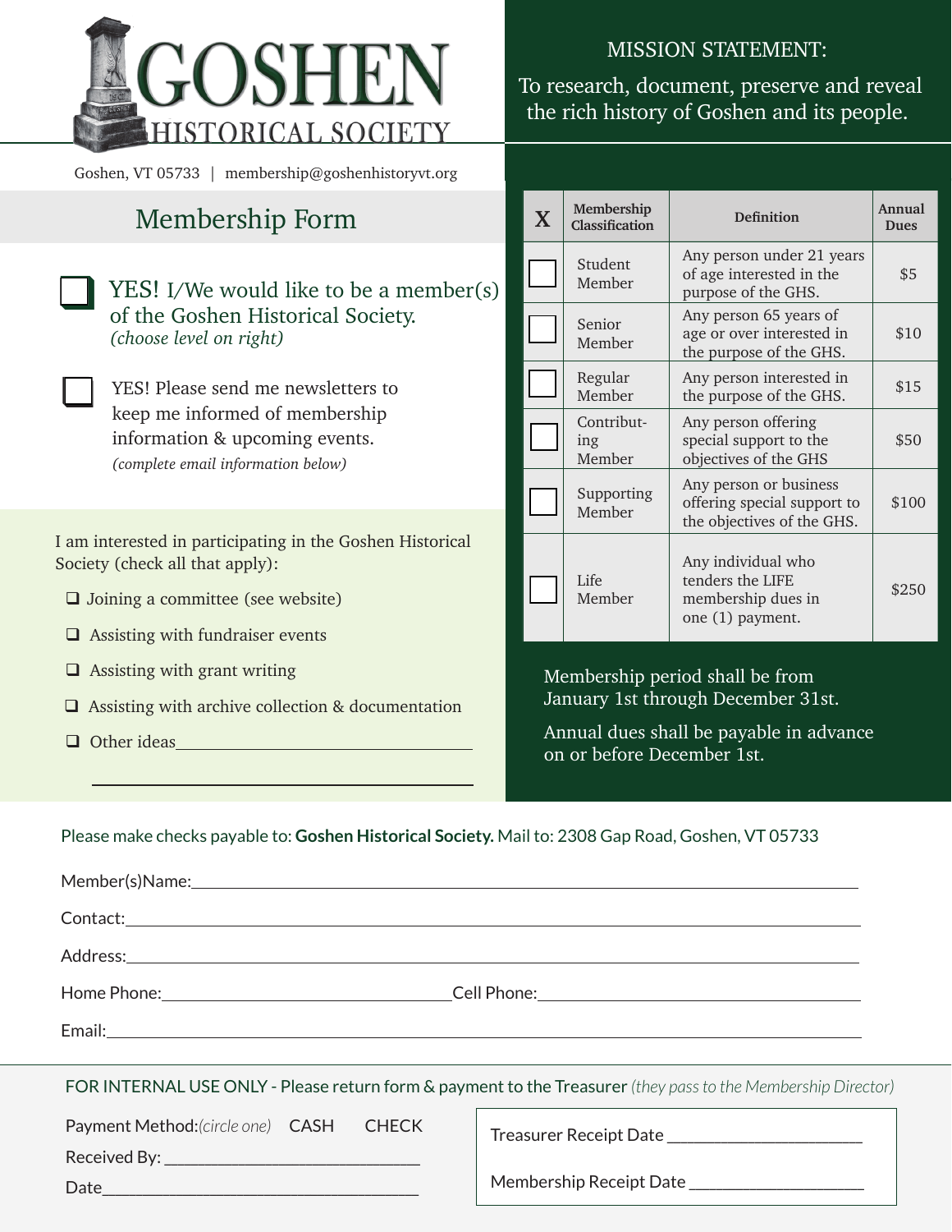# GOSHEN HISTORICAL SOCIETY

Goshen, VT 05733 | membership@goshenhistoryvt.org

**MISSION STATEMENT:**

To research, document, preserve and reveal the rich history of Goshen and its people.

## Membership Form

☐ **YES!** I/We would like to be a member(s) of the Goshen Historical Society. *(choose level on right)*

☐ YES! Please send me newsletters to keep me informed of membership information & upcoming events. *(complete email information below)*

I am interested in participating in the Goshen Historical Society (check all that apply):

- ☐ Joining a committee (see website)
- ☐ Assisting with fundraiser events
- ☐ Assisting with grant writing
- ☐ Assisting with archive collection & documentation
- ☐ Other ideas\_\_\_\_\_\_\_\_\_\_\_\_\_\_\_\_\_\_\_\_\_\_\_\_\_\_\_\_\_\_

| X | Membership Classification | Definition | Annual Dues |
|---|---|---|---|
| ☐ | Student Member | Any person under 21 years of age interested in the purpose of the GHS. | $5 |
| ☐ | Senior Member | Any person 65 years of age or over interested in the purpose of the GHS. | $10 |
| ☐ | Regular Member | Any person interested in the purpose of the GHS. | $15 |
| ☐ | Contributing Member | Any person offering special support to the objectives of the GHS | $50 |
| ☐ | Supporting Member | Any person or business offering special support to the objectives of the GHS. | $100 |
| ☐ | Life Member | Any individual who tenders the LIFE membership dues in one (1) payment. | $250 |

Membership period shall be from January 1st through December 31st.

Annual dues shall be payable in advance on or before December 1st.

Please make checks payable to: **Goshen Historical Society.** Mail to: 2308 Gap Road, Goshen, VT 05733

Member(s)Name:\_\_\_\_\_\_\_\_\_\_\_\_\_\_\_\_\_\_\_\_\_\_\_\_\_\_\_\_\_\_\_\_\_\_\_\_\_\_\_\_

Contact:\_\_\_\_\_\_\_\_\_\_\_\_\_\_\_\_\_\_\_\_\_\_\_\_\_\_\_\_\_\_\_\_\_\_\_\_\_\_\_\_

Address:\_\_\_\_\_\_\_\_\_\_\_\_\_\_\_\_\_\_\_\_\_\_\_\_\_\_\_\_\_\_\_\_\_\_\_\_\_\_\_\_

Home Phone:\_\_\_\_\_\_\_\_\_\_\_\_\_\_\_\_\_\_\_\_ Cell Phone:\_\_\_\_\_\_\_\_\_\_\_\_\_\_\_\_\_\_\_\_

Email:\_\_\_\_\_\_\_\_\_\_\_\_\_\_\_\_\_\_\_\_\_\_\_\_\_\_\_\_\_\_\_\_\_\_\_\_\_\_\_\_

FOR INTERNAL USE ONLY - Please return form & payment to the Treasurer *(they pass to the Membership Director)*

Payment Method: *(circle one)* CASH CHECK

Received By: \_\_\_\_\_\_\_\_\_\_\_\_\_\_\_\_\_\_\_\_\_\_\_\_\_\_\_\_

Date\_\_\_\_\_\_\_\_\_\_\_\_\_\_\_\_\_\_\_\_\_\_\_\_\_\_\_\_

Treasurer Receipt Date \_\_\_\_\_\_\_\_\_\_\_\_\_\_\_\_\_\_\_\_

Membership Receipt Date \_\_\_\_\_\_\_\_\_\_\_\_\_\_\_\_\_\_\_\_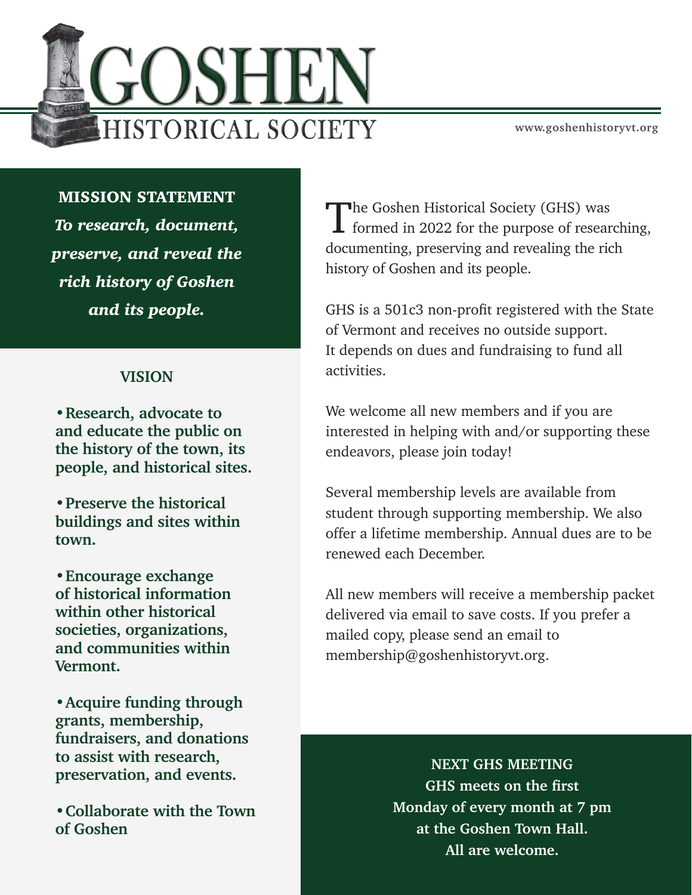# GOSHEN HISTORICAL SOCIETY

www.goshenhistoryvt.org

**MISSION STATEMENT**

***To research, document, preserve, and reveal the rich history of Goshen and its people.***

**VISION**

- **Research, advocate to and educate the public on the history of the town, its people, and historical sites.**
- **Preserve the historical buildings and sites within town.**
- **Encourage exchange of historical information within other historical societies, organizations, and communities within Vermont.**
- **Acquire funding through grants, membership, fundraisers, and donations to assist with research, preservation, and events.**
- **Collaborate with the Town of Goshen**

The Goshen Historical Society (GHS) was formed in 2022 for the purpose of researching, documenting, preserving and revealing the rich history of Goshen and its people.

GHS is a 501c3 non-profit registered with the State of Vermont and receives no outside support. It depends on dues and fundraising to fund all activities.

We welcome all new members and if you are interested in helping with and/or supporting these endeavors, please join today!

Several membership levels are available from student through supporting membership. We also offer a lifetime membership. Annual dues are to be renewed each December.

All new members will receive a membership packet delivered via email to save costs. If you prefer a mailed copy, please send an email to membership@goshenhistoryvt.org.

**NEXT GHS MEETING**
**GHS meets on the first Monday of every month at 7 pm at the Goshen Town Hall. All are welcome.**